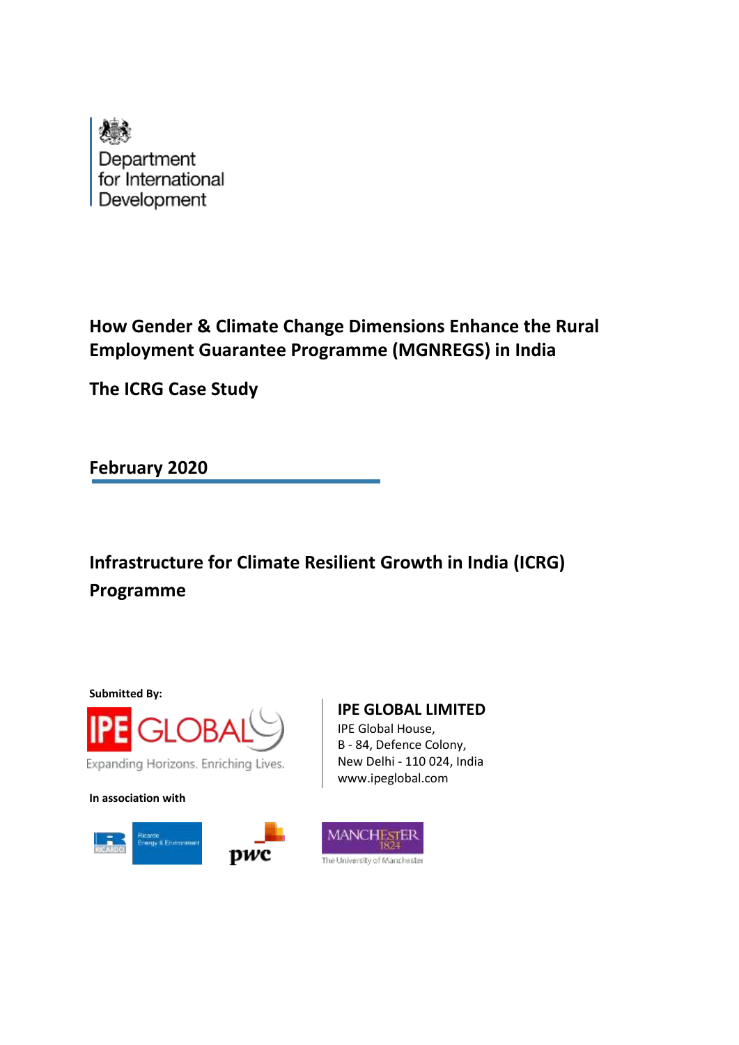Department for International Development

# How Gender & Climate Change Dimensions Enhance the Rural Employment Guarantee Programme (MGNREGS) in India

## The ICRG Case Study

**February 2020**

## Infrastructure for Climate Resilient Growth in India (ICRG) Programme

**Submitted By:**

IPE GLOBAL
Expanding Horizons. Enriching Lives.

**IPE GLOBAL LIMITED**
IPE Global House,
B - 84, Defence Colony,
New Delhi - 110 024, India
www.ipeglobal.com

**In association with**

Ricardo Energy & Environment

pwc

MANCHESTER 1824
The University of Manchester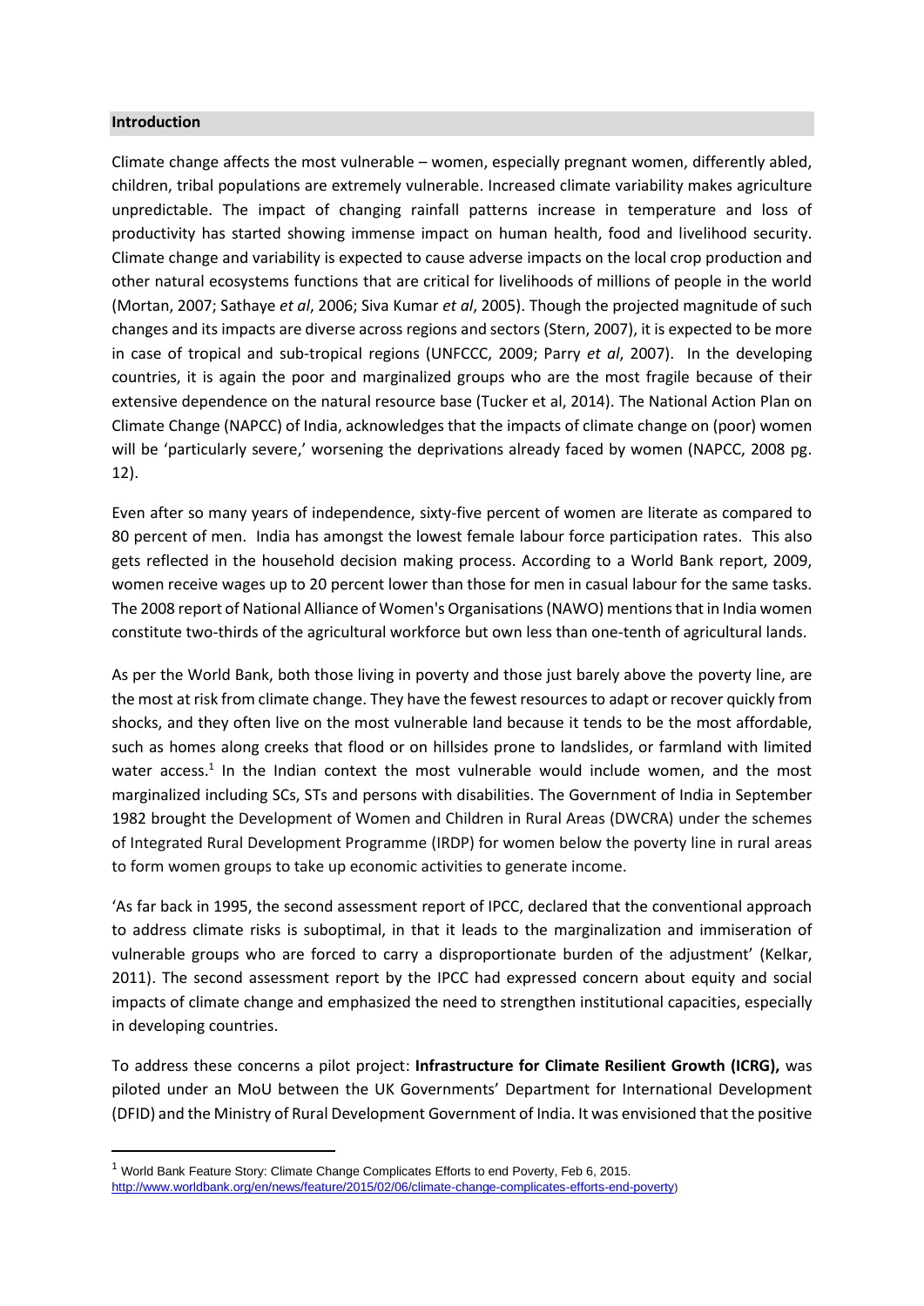## Introduction

Climate change affects the most vulnerable – women, especially pregnant women, differently abled, children, tribal populations are extremely vulnerable. Increased climate variability makes agriculture unpredictable. The impact of changing rainfall patterns increase in temperature and loss of productivity has started showing immense impact on human health, food and livelihood security. Climate change and variability is expected to cause adverse impacts on the local crop production and other natural ecosystems functions that are critical for livelihoods of millions of people in the world (Mortan, 2007; Sathaye *et al*, 2006; Siva Kumar *et al*, 2005). Though the projected magnitude of such changes and its impacts are diverse across regions and sectors (Stern, 2007), it is expected to be more in case of tropical and sub-tropical regions (UNFCCC, 2009; Parry *et al*, 2007). In the developing countries, it is again the poor and marginalized groups who are the most fragile because of their extensive dependence on the natural resource base (Tucker et al, 2014). The National Action Plan on Climate Change (NAPCC) of India, acknowledges that the impacts of climate change on (poor) women will be 'particularly severe,' worsening the deprivations already faced by women (NAPCC, 2008 pg. 12).

Even after so many years of independence, sixty-five percent of women are literate as compared to 80 percent of men. India has amongst the lowest female labour force participation rates. This also gets reflected in the household decision making process. According to a World Bank report, 2009, women receive wages up to 20 percent lower than those for men in casual labour for the same tasks. The 2008 report of National Alliance of Women's Organisations (NAWO) mentions that in India women constitute two-thirds of the agricultural workforce but own less than one-tenth of agricultural lands.

As per the World Bank, both those living in poverty and those just barely above the poverty line, are the most at risk from climate change. They have the fewest resources to adapt or recover quickly from shocks, and they often live on the most vulnerable land because it tends to be the most affordable, such as homes along creeks that flood or on hillsides prone to landslides, or farmland with limited water access.[1] In the Indian context the most vulnerable would include women, and the most marginalized including SCs, STs and persons with disabilities. The Government of India in September 1982 brought the Development of Women and Children in Rural Areas (DWCRA) under the schemes of Integrated Rural Development Programme (IRDP) for women below the poverty line in rural areas to form women groups to take up economic activities to generate income.

'As far back in 1995, the second assessment report of IPCC, declared that the conventional approach to address climate risks is suboptimal, in that it leads to the marginalization and immiseration of vulnerable groups who are forced to carry a disproportionate burden of the adjustment' (Kelkar, 2011). The second assessment report by the IPCC had expressed concern about equity and social impacts of climate change and emphasized the need to strengthen institutional capacities, especially in developing countries.

To address these concerns a pilot project: **Infrastructure for Climate Resilient Growth (ICRG),** was piloted under an MoU between the UK Governments' Department for International Development (DFID) and the Ministry of Rural Development Government of India. It was envisioned that the positive

---

[1] World Bank Feature Story: Climate Change Complicates Efforts to end Poverty, Feb 6, 2015. http://www.worldbank.org/en/news/feature/2015/02/06/climate-change-complicates-efforts-end-poverty)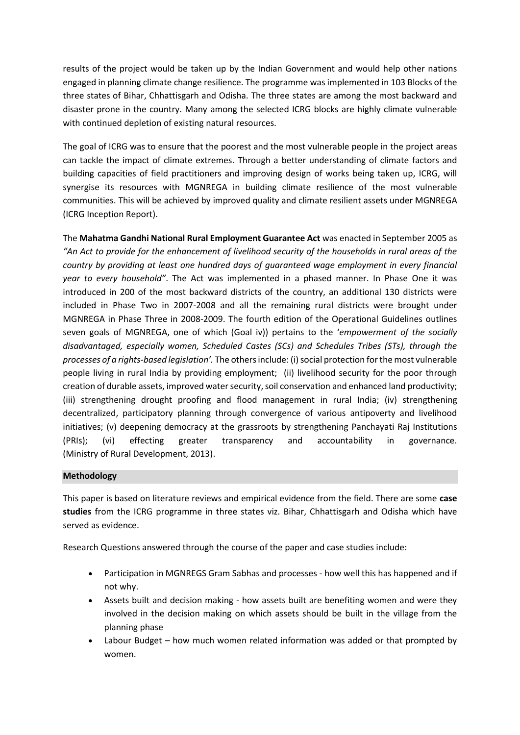results of the project would be taken up by the Indian Government and would help other nations engaged in planning climate change resilience. The programme was implemented in 103 Blocks of the three states of Bihar, Chhattisgarh and Odisha. The three states are among the most backward and disaster prone in the country. Many among the selected ICRG blocks are highly climate vulnerable with continued depletion of existing natural resources.

The goal of ICRG was to ensure that the poorest and the most vulnerable people in the project areas can tackle the impact of climate extremes. Through a better understanding of climate factors and building capacities of field practitioners and improving design of works being taken up, ICRG, will synergise its resources with MGNREGA in building climate resilience of the most vulnerable communities. This will be achieved by improved quality and climate resilient assets under MGNREGA (ICRG Inception Report).

The **Mahatma Gandhi National Rural Employment Guarantee Act** was enacted in September 2005 as *"An Act to provide for the enhancement of livelihood security of the households in rural areas of the country by providing at least one hundred days of guaranteed wage employment in every financial year to every household"*. The Act was implemented in a phased manner. In Phase One it was introduced in 200 of the most backward districts of the country, an additional 130 districts were included in Phase Two in 2007-2008 and all the remaining rural districts were brought under MGNREGA in Phase Three in 2008-2009. The fourth edition of the Operational Guidelines outlines seven goals of MGNREGA, one of which (Goal iv)) pertains to the '*empowerment of the socially disadvantaged, especially women, Scheduled Castes (SCs) and Schedules Tribes (STs), through the processes of a rights-based legislation'*. The others include: (i) social protection for the most vulnerable people living in rural India by providing employment; (ii) livelihood security for the poor through creation of durable assets, improved water security, soil conservation and enhanced land productivity; (iii) strengthening drought proofing and flood management in rural India; (iv) strengthening decentralized, participatory planning through convergence of various antipoverty and livelihood initiatives; (v) deepening democracy at the grassroots by strengthening Panchayati Raj Institutions (PRIs); (vi) effecting greater transparency and accountability in governance. (Ministry of Rural Development, 2013).

## Methodology

This paper is based on literature reviews and empirical evidence from the field. There are some **case studies** from the ICRG programme in three states viz. Bihar, Chhattisgarh and Odisha which have served as evidence.

Research Questions answered through the course of the paper and case studies include:

- Participation in MGNREGS Gram Sabhas and processes - how well this has happened and if not why.
- Assets built and decision making - how assets built are benefiting women and were they involved in the decision making on which assets should be built in the village from the planning phase
- Labour Budget – how much women related information was added or that prompted by women.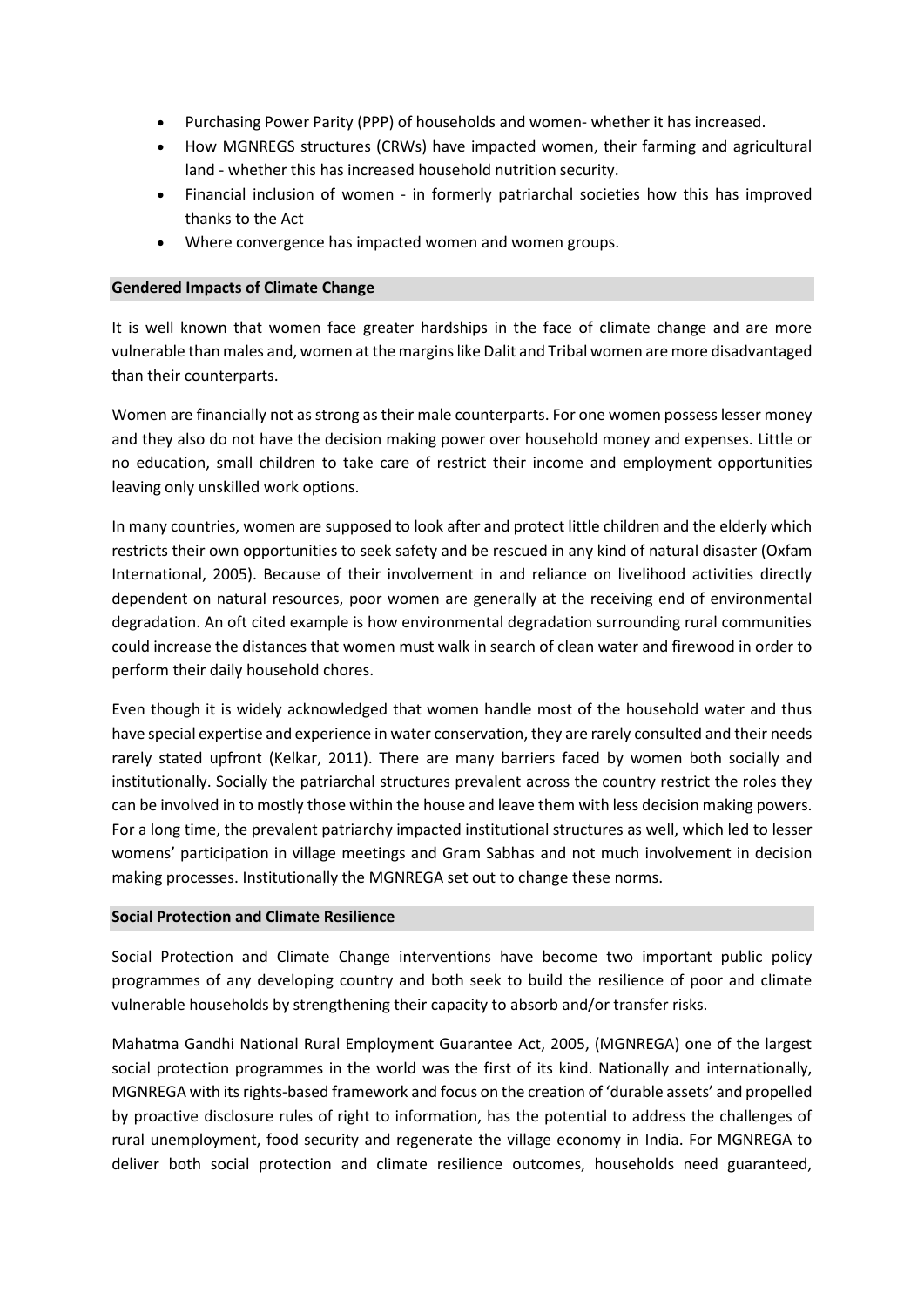- Purchasing Power Parity (PPP) of households and women- whether it has increased.
- How MGNREGS structures (CRWs) have impacted women, their farming and agricultural land - whether this has increased household nutrition security.
- Financial inclusion of women - in formerly patriarchal societies how this has improved thanks to the Act
- Where convergence has impacted women and women groups.

## Gendered Impacts of Climate Change

It is well known that women face greater hardships in the face of climate change and are more vulnerable than males and, women at the margins like Dalit and Tribal women are more disadvantaged than their counterparts.

Women are financially not as strong as their male counterparts. For one women possess lesser money and they also do not have the decision making power over household money and expenses. Little or no education, small children to take care of restrict their income and employment opportunities leaving only unskilled work options.

In many countries, women are supposed to look after and protect little children and the elderly which restricts their own opportunities to seek safety and be rescued in any kind of natural disaster (Oxfam International, 2005). Because of their involvement in and reliance on livelihood activities directly dependent on natural resources, poor women are generally at the receiving end of environmental degradation. An oft cited example is how environmental degradation surrounding rural communities could increase the distances that women must walk in search of clean water and firewood in order to perform their daily household chores.

Even though it is widely acknowledged that women handle most of the household water and thus have special expertise and experience in water conservation, they are rarely consulted and their needs rarely stated upfront (Kelkar, 2011). There are many barriers faced by women both socially and institutionally. Socially the patriarchal structures prevalent across the country restrict the roles they can be involved in to mostly those within the house and leave them with less decision making powers. For a long time, the prevalent patriarchy impacted institutional structures as well, which led to lesser womens' participation in village meetings and Gram Sabhas and not much involvement in decision making processes. Institutionally the MGNREGA set out to change these norms.

## Social Protection and Climate Resilience

Social Protection and Climate Change interventions have become two important public policy programmes of any developing country and both seek to build the resilience of poor and climate vulnerable households by strengthening their capacity to absorb and/or transfer risks.

Mahatma Gandhi National Rural Employment Guarantee Act, 2005, (MGNREGA) one of the largest social protection programmes in the world was the first of its kind. Nationally and internationally, MGNREGA with its rights-based framework and focus on the creation of 'durable assets' and propelled by proactive disclosure rules of right to information, has the potential to address the challenges of rural unemployment, food security and regenerate the village economy in India. For MGNREGA to deliver both social protection and climate resilience outcomes, households need guaranteed,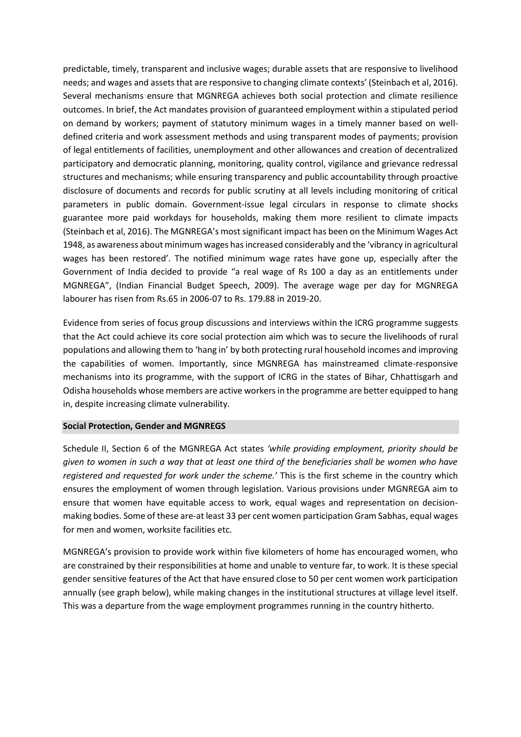predictable, timely, transparent and inclusive wages; durable assets that are responsive to livelihood needs; and wages and assets that are responsive to changing climate contexts' (Steinbach et al, 2016). Several mechanisms ensure that MGNREGA achieves both social protection and climate resilience outcomes. In brief, the Act mandates provision of guaranteed employment within a stipulated period on demand by workers; payment of statutory minimum wages in a timely manner based on well-defined criteria and work assessment methods and using transparent modes of payments; provision of legal entitlements of facilities, unemployment and other allowances and creation of decentralized participatory and democratic planning, monitoring, quality control, vigilance and grievance redressal structures and mechanisms; while ensuring transparency and public accountability through proactive disclosure of documents and records for public scrutiny at all levels including monitoring of critical parameters in public domain. Government-issue legal circulars in response to climate shocks guarantee more paid workdays for households, making them more resilient to climate impacts (Steinbach et al, 2016). The MGNREGA's most significant impact has been on the Minimum Wages Act 1948, as awareness about minimum wages has increased considerably and the 'vibrancy in agricultural wages has been restored'. The notified minimum wage rates have gone up, especially after the Government of India decided to provide "a real wage of Rs 100 a day as an entitlements under MGNREGA", (Indian Financial Budget Speech, 2009). The average wage per day for MGNREGA labourer has risen from Rs.65 in 2006-07 to Rs. 179.88 in 2019-20.

Evidence from series of focus group discussions and interviews within the ICRG programme suggests that the Act could achieve its core social protection aim which was to secure the livelihoods of rural populations and allowing them to 'hang in' by both protecting rural household incomes and improving the capabilities of women. Importantly, since MGNREGA has mainstreamed climate-responsive mechanisms into its programme, with the support of ICRG in the states of Bihar, Chhattisgarh and Odisha households whose members are active workers in the programme are better equipped to hang in, despite increasing climate vulnerability.

## Social Protection, Gender and MGNREGS

Schedule II, Section 6 of the MGNREGA Act states *'while providing employment, priority should be given to women in such a way that at least one third of the beneficiaries shall be women who have registered and requested for work under the scheme.'* This is the first scheme in the country which ensures the employment of women through legislation. Various provisions under MGNREGA aim to ensure that women have equitable access to work, equal wages and representation on decision-making bodies. Some of these are-at least 33 per cent women participation Gram Sabhas, equal wages for men and women, worksite facilities etc.

MGNREGA's provision to provide work within five kilometers of home has encouraged women, who are constrained by their responsibilities at home and unable to venture far, to work. It is these special gender sensitive features of the Act that have ensured close to 50 per cent women work participation annually (see graph below), while making changes in the institutional structures at village level itself. This was a departure from the wage employment programmes running in the country hitherto.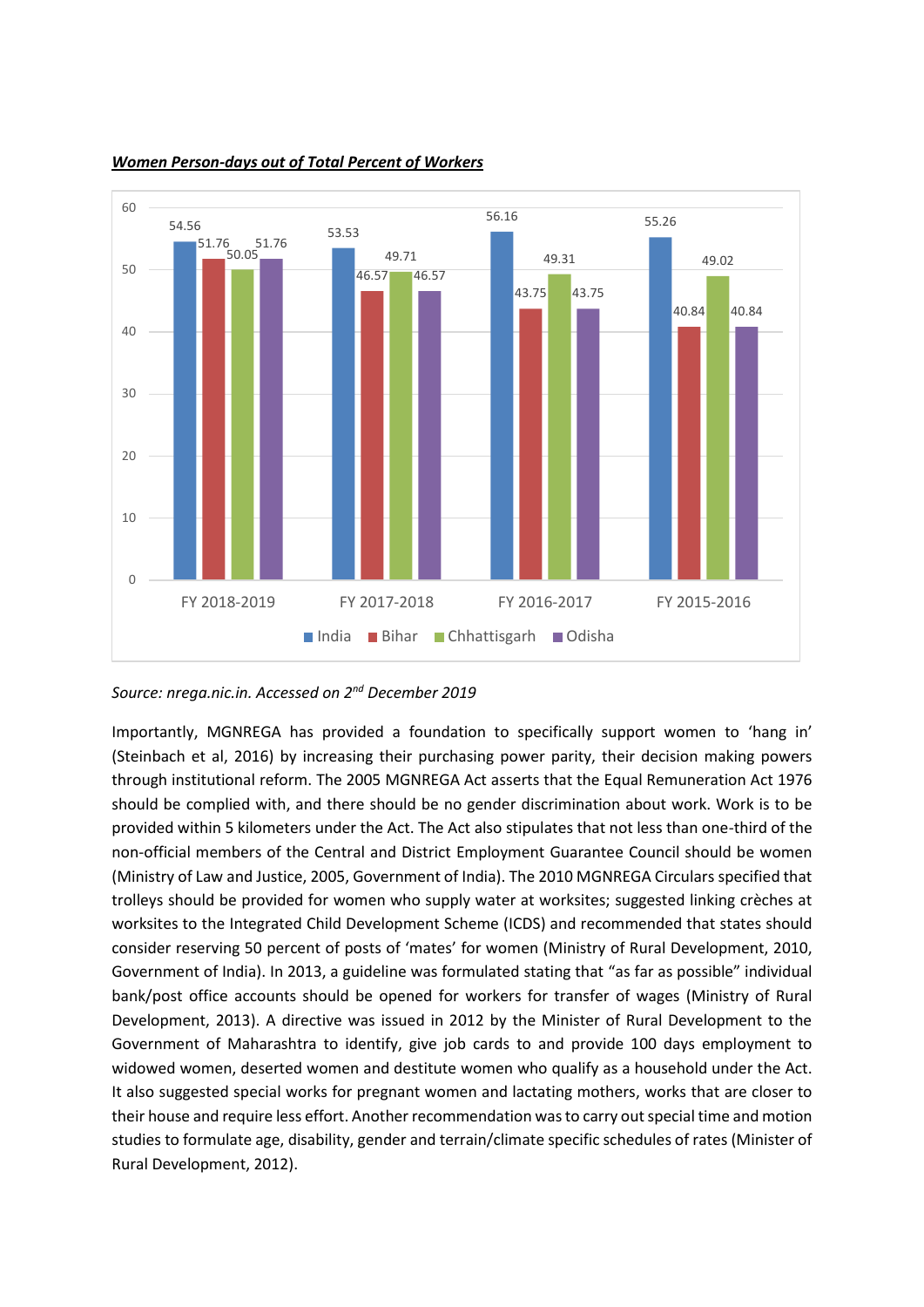***Women Person-days out of Total Percent of Workers***

| | India | Bihar | Chhattisgarh | Odisha |
|---|---|---|---|---|
| FY 2018-2019 | 54.56 | 51.76 | 50.05 | 51.76 |
| FY 2017-2018 | 53.53 | 46.57 | 49.71 | 46.57 |
| FY 2016-2017 | 56.16 | 43.75 | 49.31 | 43.75 |
| FY 2015-2016 | 55.26 | 40.84 | 49.02 | 40.84 |

*Source: nrega.nic.in. Accessed on 2nd December 2019*

Importantly, MGNREGA has provided a foundation to specifically support women to 'hang in' (Steinbach et al, 2016) by increasing their purchasing power parity, their decision making powers through institutional reform. The 2005 MGNREGA Act asserts that the Equal Remuneration Act 1976 should be complied with, and there should be no gender discrimination about work. Work is to be provided within 5 kilometers under the Act. The Act also stipulates that not less than one-third of the non-official members of the Central and District Employment Guarantee Council should be women (Ministry of Law and Justice, 2005, Government of India). The 2010 MGNREGA Circulars specified that trolleys should be provided for women who supply water at worksites; suggested linking crèches at worksites to the Integrated Child Development Scheme (ICDS) and recommended that states should consider reserving 50 percent of posts of 'mates' for women (Ministry of Rural Development, 2010, Government of India). In 2013, a guideline was formulated stating that "as far as possible" individual bank/post office accounts should be opened for workers for transfer of wages (Ministry of Rural Development, 2013). A directive was issued in 2012 by the Minister of Rural Development to the Government of Maharashtra to identify, give job cards to and provide 100 days employment to widowed women, deserted women and destitute women who qualify as a household under the Act. It also suggested special works for pregnant women and lactating mothers, works that are closer to their house and require less effort. Another recommendation was to carry out special time and motion studies to formulate age, disability, gender and terrain/climate specific schedules of rates (Minister of Rural Development, 2012).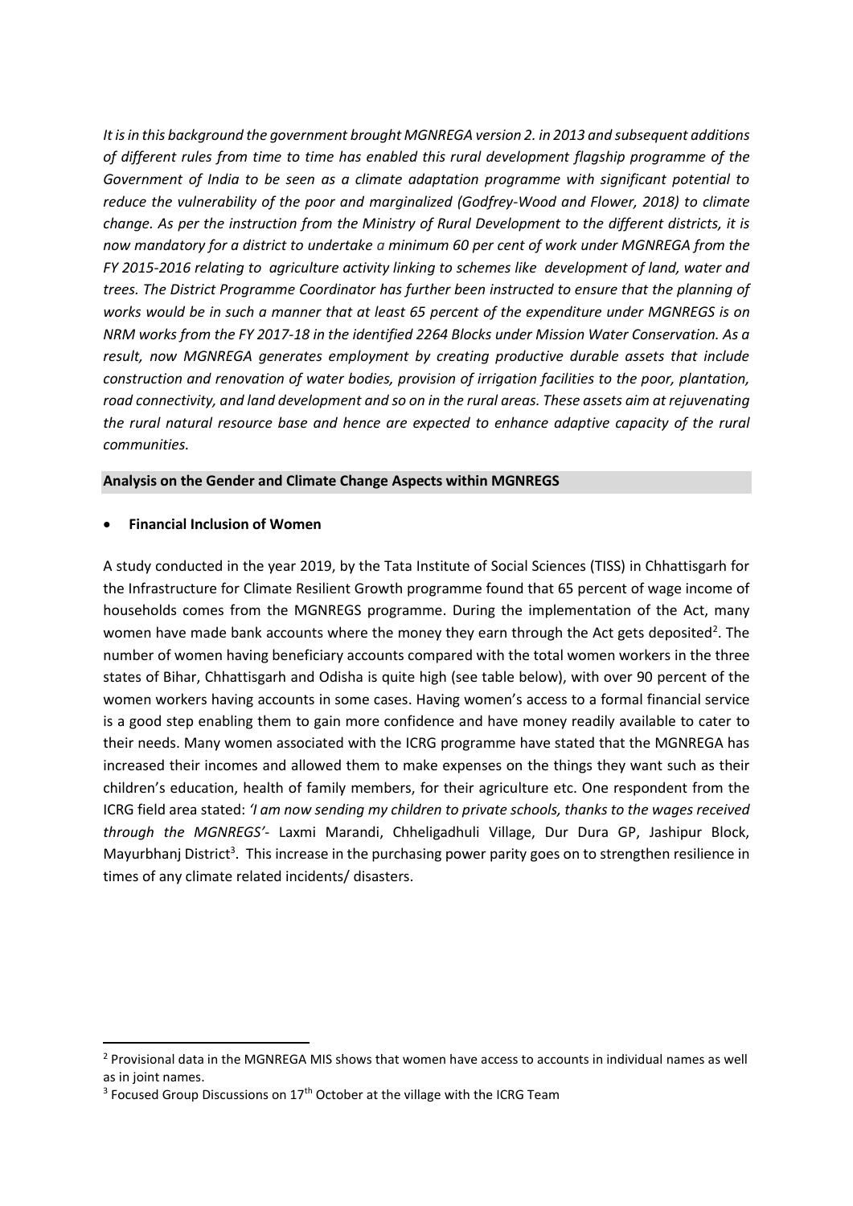*It is in this background the government brought MGNREGA version 2. in 2013 and subsequent additions of different rules from time to time has enabled this rural development flagship programme of the Government of India to be seen as a climate adaptation programme with significant potential to reduce the vulnerability of the poor and marginalized (Godfrey-Wood and Flower, 2018) to climate change. As per the instruction from the Ministry of Rural Development to the different districts, it is now mandatory for a district to undertake a minimum 60 per cent of work under MGNREGA from the FY 2015-2016 relating to agriculture activity linking to schemes like development of land, water and trees. The District Programme Coordinator has further been instructed to ensure that the planning of works would be in such a manner that at least 65 percent of the expenditure under MGNREGS is on NRM works from the FY 2017-18 in the identified 2264 Blocks under Mission Water Conservation. As a result, now MGNREGA generates employment by creating productive durable assets that include construction and renovation of water bodies, provision of irrigation facilities to the poor, plantation, road connectivity, and land development and so on in the rural areas. These assets aim at rejuvenating the rural natural resource base and hence are expected to enhance adaptive capacity of the rural communities.*

## Analysis on the Gender and Climate Change Aspects within MGNREGS

- **Financial Inclusion of Women**

A study conducted in the year 2019, by the Tata Institute of Social Sciences (TISS) in Chhattisgarh for the Infrastructure for Climate Resilient Growth programme found that 65 percent of wage income of households comes from the MGNREGS programme. During the implementation of the Act, many women have made bank accounts where the money they earn through the Act gets deposited[2]. The number of women having beneficiary accounts compared with the total women workers in the three states of Bihar, Chhattisgarh and Odisha is quite high (see table below), with over 90 percent of the women workers having accounts in some cases. Having women's access to a formal financial service is a good step enabling them to gain more confidence and have money readily available to cater to their needs. Many women associated with the ICRG programme have stated that the MGNREGA has increased their incomes and allowed them to make expenses on the things they want such as their children's education, health of family members, for their agriculture etc. One respondent from the ICRG field area stated: *'I am now sending my children to private schools, thanks to the wages received through the MGNREGS'*- Laxmi Marandi, Chheligadhuli Village, Dur Dura GP, Jashipur Block, Mayurbhanj District[3]. This increase in the purchasing power parity goes on to strengthen resilience in times of any climate related incidents/ disasters.

[2] Provisional data in the MGNREGA MIS shows that women have access to accounts in individual names as well as in joint names.

[3] Focused Group Discussions on 17th October at the village with the ICRG Team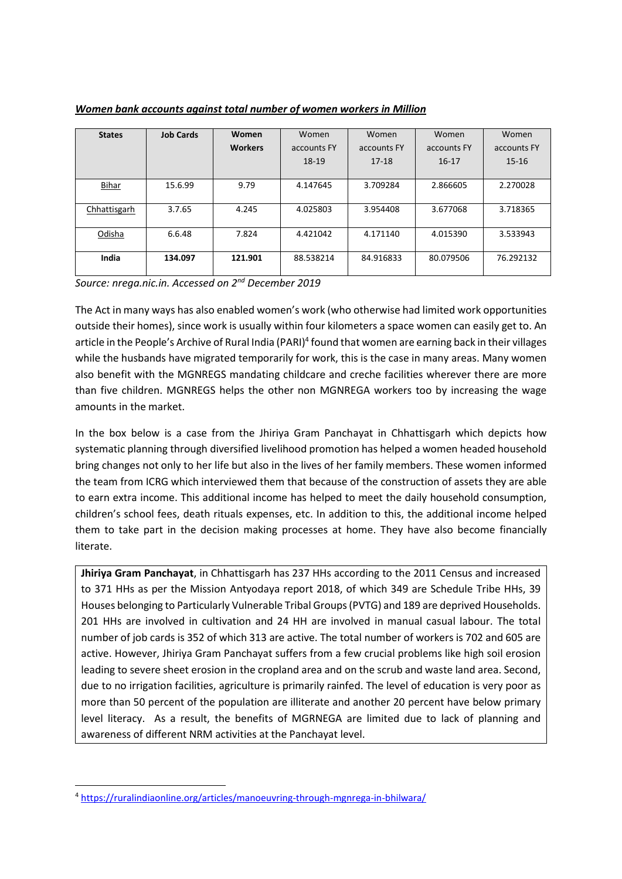***Women bank accounts against total number of women workers in Million***

| States | Job Cards | Women Workers | Women accounts FY 18-19 | Women accounts FY 17-18 | Women accounts FY 16-17 | Women accounts FY 15-16 |
|---|---|---|---|---|---|---|
| Bihar | 15.6.99 | 9.79 | 4.147645 | 3.709284 | 2.866605 | 2.270028 |
| Chhattisgarh | 3.7.65 | 4.245 | 4.025803 | 3.954408 | 3.677068 | 3.718365 |
| Odisha | 6.6.48 | 7.824 | 4.421042 | 4.171140 | 4.015390 | 3.533943 |
| **India** | **134.097** | **121.901** | 88.538214 | 84.916833 | 80.079506 | 76.292132 |

*Source: nrega.nic.in. Accessed on 2nd December 2019*

The Act in many ways has also enabled women's work (who otherwise had limited work opportunities outside their homes), since work is usually within four kilometers a space women can easily get to. An article in the People's Archive of Rural India (PARI)[4] found that women are earning back in their villages while the husbands have migrated temporarily for work, this is the case in many areas. Many women also benefit with the MGNREGS mandating childcare and creche facilities wherever there are more than five children. MGNREGS helps the other non MGNREGA workers too by increasing the wage amounts in the market.

In the box below is a case from the Jhiriya Gram Panchayat in Chhattisgarh which depicts how systematic planning through diversified livelihood promotion has helped a women headed household bring changes not only to her life but also in the lives of her family members. These women informed the team from ICRG which interviewed them that because of the construction of assets they are able to earn extra income. This additional income has helped to meet the daily household consumption, children's school fees, death rituals expenses, etc. In addition to this, the additional income helped them to take part in the decision making processes at home. They have also become financially literate.

**Jhiriya Gram Panchayat**, in Chhattisgarh has 237 HHs according to the 2011 Census and increased to 371 HHs as per the Mission Antyodaya report 2018, of which 349 are Schedule Tribe HHs, 39 Houses belonging to Particularly Vulnerable Tribal Groups (PVTG) and 189 are deprived Households. 201 HHs are involved in cultivation and 24 HH are involved in manual casual labour. The total number of job cards is 352 of which 313 are active. The total number of workers is 702 and 605 are active. However, Jhiriya Gram Panchayat suffers from a few crucial problems like high soil erosion leading to severe sheet erosion in the cropland area and on the scrub and waste land area. Second, due to no irrigation facilities, agriculture is primarily rainfed. The level of education is very poor as more than 50 percent of the population are illiterate and another 20 percent have below primary level literacy. As a result, the benefits of MGRNEGA are limited due to lack of planning and awareness of different NRM activities at the Panchayat level.

[4] https://ruralindiaonline.org/articles/manoeuvring-through-mgnrega-in-bhilwara/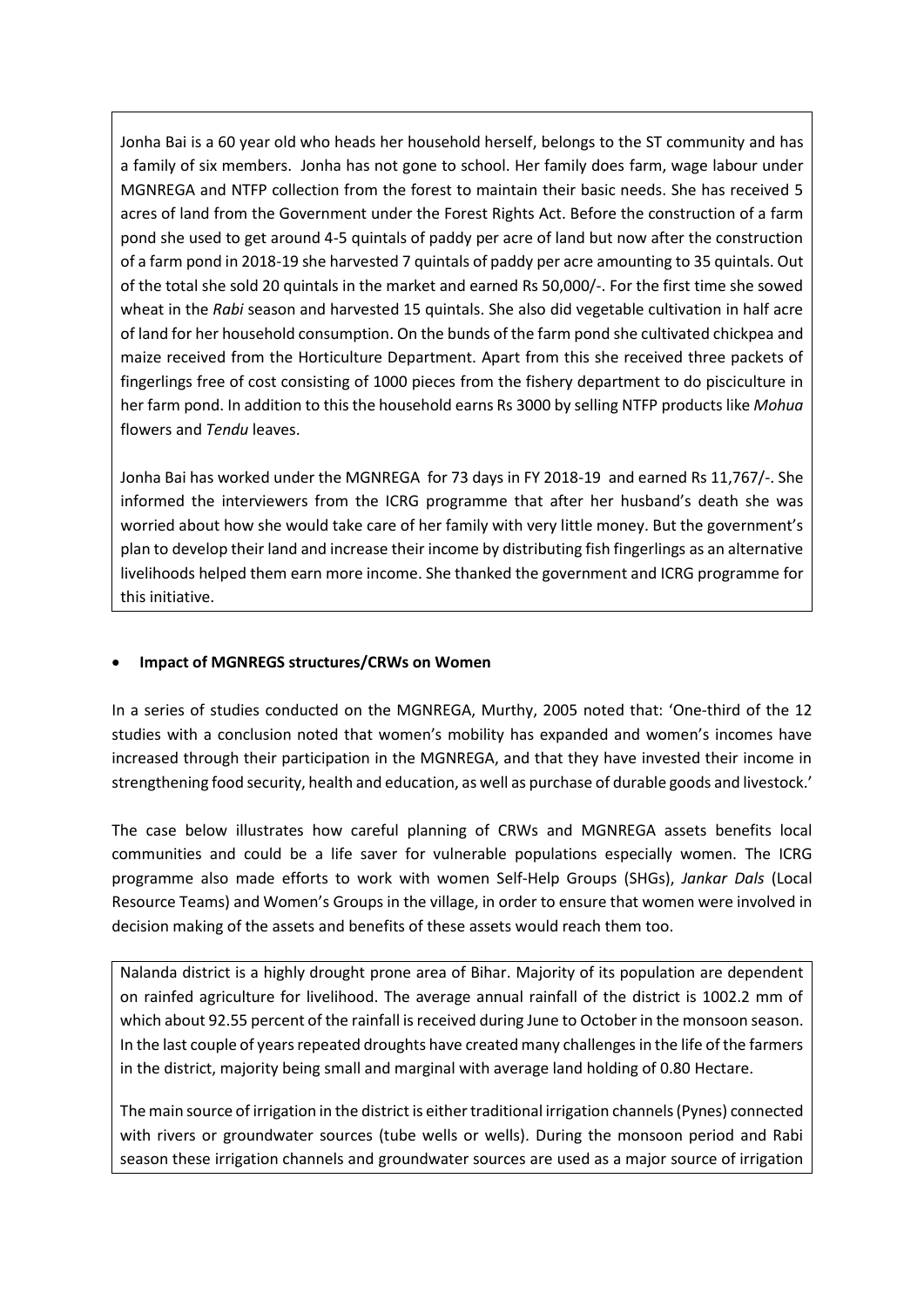Jonha Bai is a 60 year old who heads her household herself, belongs to the ST community and has a family of six members. Jonha has not gone to school. Her family does farm, wage labour under MGNREGA and NTFP collection from the forest to maintain their basic needs. She has received 5 acres of land from the Government under the Forest Rights Act. Before the construction of a farm pond she used to get around 4-5 quintals of paddy per acre of land but now after the construction of a farm pond in 2018-19 she harvested 7 quintals of paddy per acre amounting to 35 quintals. Out of the total she sold 20 quintals in the market and earned Rs 50,000/-. For the first time she sowed wheat in the *Rabi* season and harvested 15 quintals. She also did vegetable cultivation in half acre of land for her household consumption. On the bunds of the farm pond she cultivated chickpea and maize received from the Horticulture Department. Apart from this she received three packets of fingerlings free of cost consisting of 1000 pieces from the fishery department to do pisciculture in her farm pond. In addition to this the household earns Rs 3000 by selling NTFP products like *Mohua* flowers and *Tendu* leaves.

Jonha Bai has worked under the MGNREGA for 73 days in FY 2018-19 and earned Rs 11,767/-. She informed the interviewers from the ICRG programme that after her husband's death she was worried about how she would take care of her family with very little money. But the government's plan to develop their land and increase their income by distributing fish fingerlings as an alternative livelihoods helped them earn more income. She thanked the government and ICRG programme for this initiative.

- **Impact of MGNREGS structures/CRWs on Women**

In a series of studies conducted on the MGNREGA, Murthy, 2005 noted that: 'One-third of the 12 studies with a conclusion noted that women's mobility has expanded and women's incomes have increased through their participation in the MGNREGA, and that they have invested their income in strengthening food security, health and education, as well as purchase of durable goods and livestock.'

The case below illustrates how careful planning of CRWs and MGNREGA assets benefits local communities and could be a life saver for vulnerable populations especially women. The ICRG programme also made efforts to work with women Self-Help Groups (SHGs), *Jankar Dals* (Local Resource Teams) and Women's Groups in the village, in order to ensure that women were involved in decision making of the assets and benefits of these assets would reach them too.

Nalanda district is a highly drought prone area of Bihar. Majority of its population are dependent on rainfed agriculture for livelihood. The average annual rainfall of the district is 1002.2 mm of which about 92.55 percent of the rainfall is received during June to October in the monsoon season. In the last couple of years repeated droughts have created many challenges in the life of the farmers in the district, majority being small and marginal with average land holding of 0.80 Hectare.

The main source of irrigation in the district is either traditional irrigation channels (Pynes) connected with rivers or groundwater sources (tube wells or wells). During the monsoon period and Rabi season these irrigation channels and groundwater sources are used as a major source of irrigation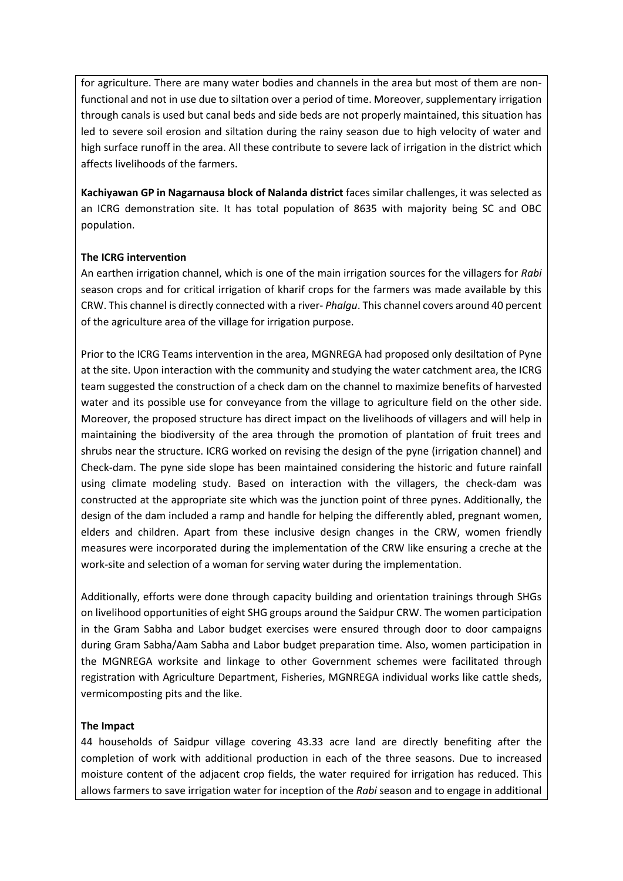for agriculture. There are many water bodies and channels in the area but most of them are non-functional and not in use due to siltation over a period of time. Moreover, supplementary irrigation through canals is used but canal beds and side beds are not properly maintained, this situation has led to severe soil erosion and siltation during the rainy season due to high velocity of water and high surface runoff in the area. All these contribute to severe lack of irrigation in the district which affects livelihoods of the farmers.

**Kachiyawan GP in Nagarnausa block of Nalanda district** faces similar challenges, it was selected as an ICRG demonstration site. It has total population of 8635 with majority being SC and OBC population.

**The ICRG intervention**

An earthen irrigation channel, which is one of the main irrigation sources for the villagers for *Rabi* season crops and for critical irrigation of kharif crops for the farmers was made available by this CRW. This channel is directly connected with a river- *Phalgu*. This channel covers around 40 percent of the agriculture area of the village for irrigation purpose.

Prior to the ICRG Teams intervention in the area, MGNREGA had proposed only desiltation of Pyne at the site. Upon interaction with the community and studying the water catchment area, the ICRG team suggested the construction of a check dam on the channel to maximize benefits of harvested water and its possible use for conveyance from the village to agriculture field on the other side. Moreover, the proposed structure has direct impact on the livelihoods of villagers and will help in maintaining the biodiversity of the area through the promotion of plantation of fruit trees and shrubs near the structure. ICRG worked on revising the design of the pyne (irrigation channel) and Check-dam. The pyne side slope has been maintained considering the historic and future rainfall using climate modeling study. Based on interaction with the villagers, the check-dam was constructed at the appropriate site which was the junction point of three pynes. Additionally, the design of the dam included a ramp and handle for helping the differently abled, pregnant women, elders and children. Apart from these inclusive design changes in the CRW, women friendly measures were incorporated during the implementation of the CRW like ensuring a creche at the work-site and selection of a woman for serving water during the implementation.

Additionally, efforts were done through capacity building and orientation trainings through SHGs on livelihood opportunities of eight SHG groups around the Saidpur CRW. The women participation in the Gram Sabha and Labor budget exercises were ensured through door to door campaigns during Gram Sabha/Aam Sabha and Labor budget preparation time. Also, women participation in the MGNREGA worksite and linkage to other Government schemes were facilitated through registration with Agriculture Department, Fisheries, MGNREGA individual works like cattle sheds, vermicomposting pits and the like.

**The Impact**

44 households of Saidpur village covering 43.33 acre land are directly benefiting after the completion of work with additional production in each of the three seasons. Due to increased moisture content of the adjacent crop fields, the water required for irrigation has reduced. This allows farmers to save irrigation water for inception of the *Rabi* season and to engage in additional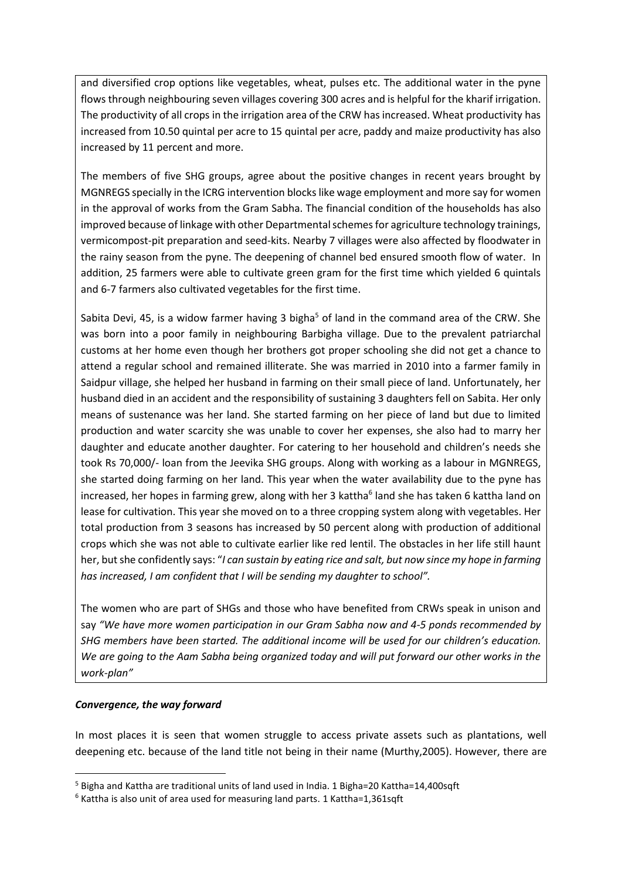and diversified crop options like vegetables, wheat, pulses etc. The additional water in the pyne flows through neighbouring seven villages covering 300 acres and is helpful for the kharif irrigation. The productivity of all crops in the irrigation area of the CRW has increased. Wheat productivity has increased from 10.50 quintal per acre to 15 quintal per acre, paddy and maize productivity has also increased by 11 percent and more.

The members of five SHG groups, agree about the positive changes in recent years brought by MGNREGS specially in the ICRG intervention blocks like wage employment and more say for women in the approval of works from the Gram Sabha. The financial condition of the households has also improved because of linkage with other Departmental schemes for agriculture technology trainings, vermicompost-pit preparation and seed-kits. Nearby 7 villages were also affected by floodwater in the rainy season from the pyne. The deepening of channel bed ensured smooth flow of water. In addition, 25 farmers were able to cultivate green gram for the first time which yielded 6 quintals and 6-7 farmers also cultivated vegetables for the first time.

Sabita Devi, 45, is a widow farmer having 3 bigha[5] of land in the command area of the CRW. She was born into a poor family in neighbouring Barbigha village. Due to the prevalent patriarchal customs at her home even though her brothers got proper schooling she did not get a chance to attend a regular school and remained illiterate. She was married in 2010 into a farmer family in Saidpur village, she helped her husband in farming on their small piece of land. Unfortunately, her husband died in an accident and the responsibility of sustaining 3 daughters fell on Sabita. Her only means of sustenance was her land. She started farming on her piece of land but due to limited production and water scarcity she was unable to cover her expenses, she also had to marry her daughter and educate another daughter. For catering to her household and children's needs she took Rs 70,000/- loan from the Jeevika SHG groups. Along with working as a labour in MGNREGS, she started doing farming on her land. This year when the water availability due to the pyne has increased, her hopes in farming grew, along with her 3 kattha[6] land she has taken 6 kattha land on lease for cultivation. This year she moved on to a three cropping system along with vegetables. Her total production from 3 seasons has increased by 50 percent along with production of additional crops which she was not able to cultivate earlier like red lentil. The obstacles in her life still haunt her, but she confidently says: "*I can sustain by eating rice and salt, but now since my hope in farming has increased, I am confident that I will be sending my daughter to school".*

The women who are part of SHGs and those who have benefited from CRWs speak in unison and say *"We have more women participation in our Gram Sabha now and 4-5 ponds recommended by SHG members have been started. The additional income will be used for our children's education. We are going to the Aam Sabha being organized today and will put forward our other works in the work-plan"*

### *Convergence, the way forward*

In most places it is seen that women struggle to access private assets such as plantations, well deepening etc. because of the land title not being in their name (Murthy,2005). However, there are

---

[5] Bigha and Kattha are traditional units of land used in India. 1 Bigha=20 Kattha=14,400sqft

[6] Kattha is also unit of area used for measuring land parts. 1 Kattha=1,361sqft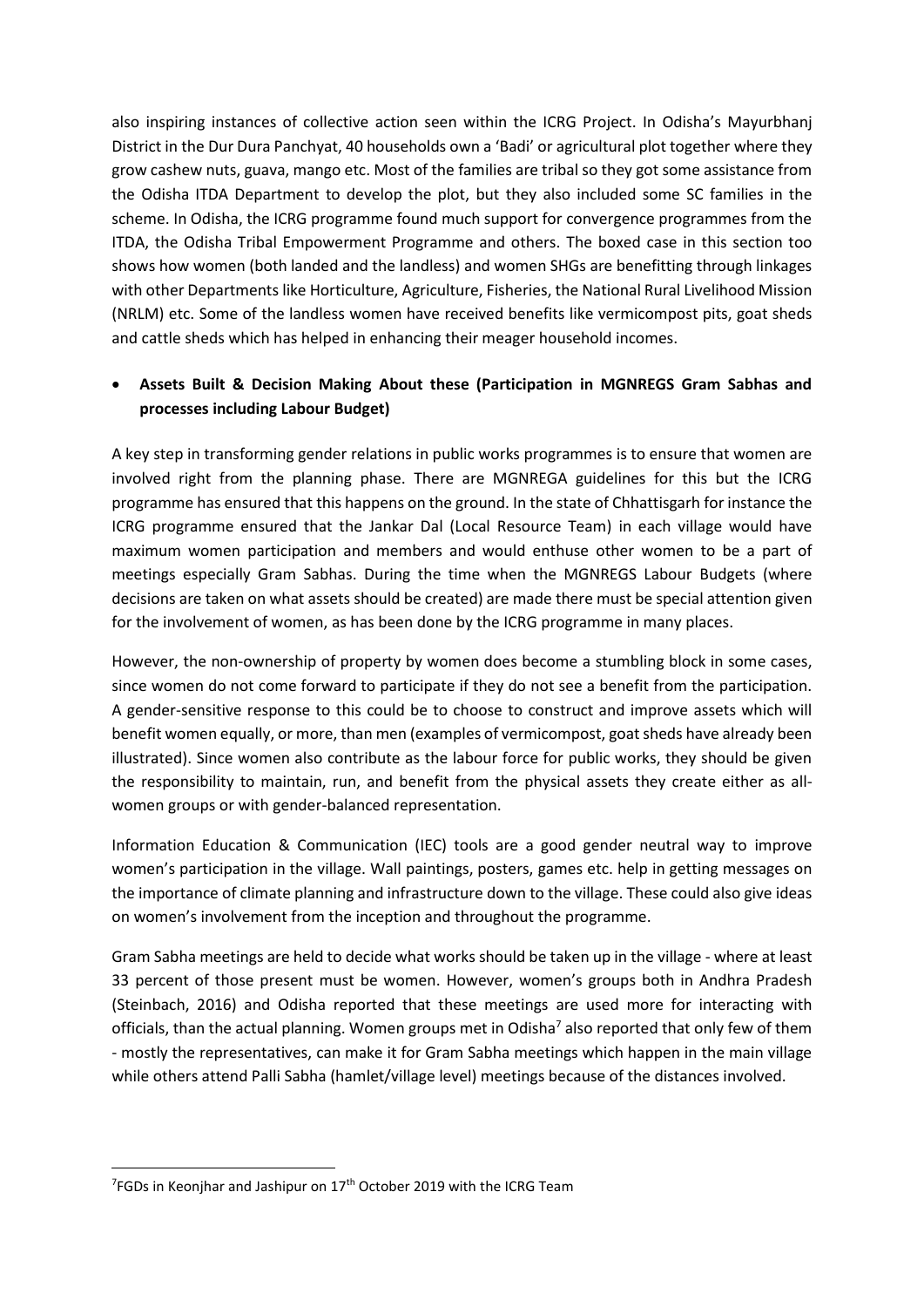also inspiring instances of collective action seen within the ICRG Project. In Odisha's Mayurbhanj District in the Dur Dura Panchyat, 40 households own a 'Badi' or agricultural plot together where they grow cashew nuts, guava, mango etc. Most of the families are tribal so they got some assistance from the Odisha ITDA Department to develop the plot, but they also included some SC families in the scheme. In Odisha, the ICRG programme found much support for convergence programmes from the ITDA, the Odisha Tribal Empowerment Programme and others. The boxed case in this section too shows how women (both landed and the landless) and women SHGs are benefitting through linkages with other Departments like Horticulture, Agriculture, Fisheries, the National Rural Livelihood Mission (NRLM) etc. Some of the landless women have received benefits like vermicompost pits, goat sheds and cattle sheds which has helped in enhancing their meager household incomes.

- **Assets Built & Decision Making About these (Participation in MGNREGS Gram Sabhas and processes including Labour Budget)**

A key step in transforming gender relations in public works programmes is to ensure that women are involved right from the planning phase. There are MGNREGA guidelines for this but the ICRG programme has ensured that this happens on the ground. In the state of Chhattisgarh for instance the ICRG programme ensured that the Jankar Dal (Local Resource Team) in each village would have maximum women participation and members and would enthuse other women to be a part of meetings especially Gram Sabhas. During the time when the MGNREGS Labour Budgets (where decisions are taken on what assets should be created) are made there must be special attention given for the involvement of women, as has been done by the ICRG programme in many places.

However, the non-ownership of property by women does become a stumbling block in some cases, since women do not come forward to participate if they do not see a benefit from the participation. A gender-sensitive response to this could be to choose to construct and improve assets which will benefit women equally, or more, than men (examples of vermicompost, goat sheds have already been illustrated). Since women also contribute as the labour force for public works, they should be given the responsibility to maintain, run, and benefit from the physical assets they create either as all-women groups or with gender-balanced representation.

Information Education & Communication (IEC) tools are a good gender neutral way to improve women's participation in the village. Wall paintings, posters, games etc. help in getting messages on the importance of climate planning and infrastructure down to the village. These could also give ideas on women's involvement from the inception and throughout the programme.

Gram Sabha meetings are held to decide what works should be taken up in the village - where at least 33 percent of those present must be women. However, women's groups both in Andhra Pradesh (Steinbach, 2016) and Odisha reported that these meetings are used more for interacting with officials, than the actual planning. Women groups met in Odisha[7] also reported that only few of them - mostly the representatives, can make it for Gram Sabha meetings which happen in the main village while others attend Palli Sabha (hamlet/village level) meetings because of the distances involved.

[7] FGDs in Keonjhar and Jashipur on 17th October 2019 with the ICRG Team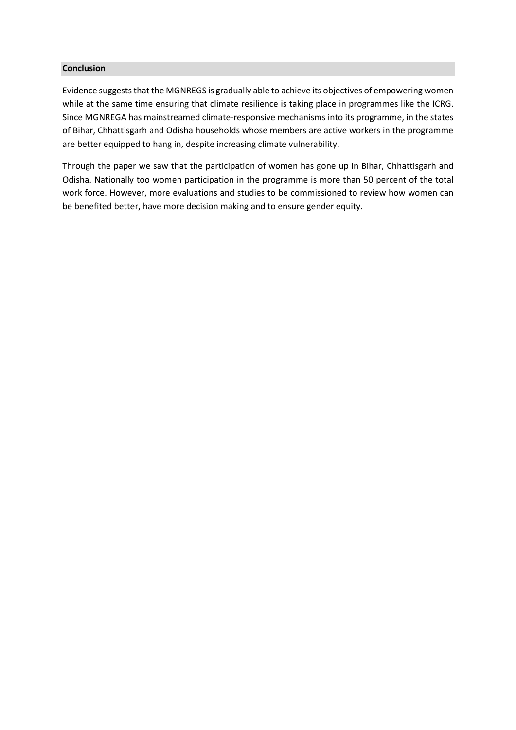## Conclusion

Evidence suggests that the MGNREGS is gradually able to achieve its objectives of empowering women while at the same time ensuring that climate resilience is taking place in programmes like the ICRG. Since MGNREGA has mainstreamed climate-responsive mechanisms into its programme, in the states of Bihar, Chhattisgarh and Odisha households whose members are active workers in the programme are better equipped to hang in, despite increasing climate vulnerability.

Through the paper we saw that the participation of women has gone up in Bihar, Chhattisgarh and Odisha. Nationally too women participation in the programme is more than 50 percent of the total work force. However, more evaluations and studies to be commissioned to review how women can be benefited better, have more decision making and to ensure gender equity.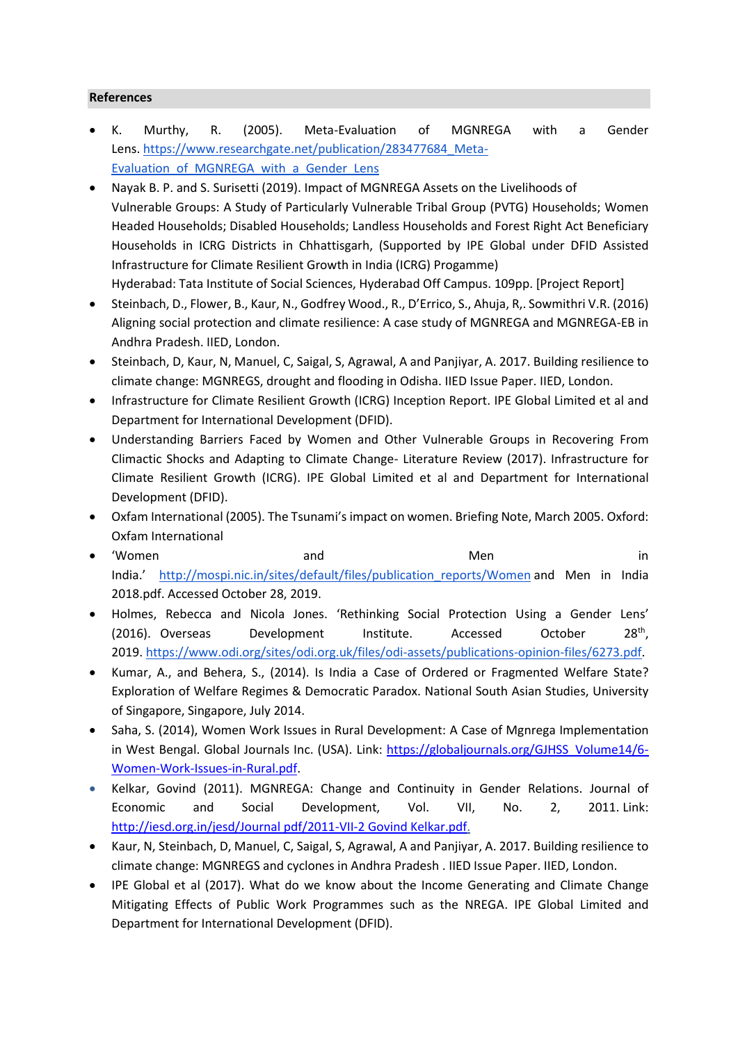## References

- K. Murthy, R. (2005). Meta-Evaluation of MGNREGA with a Gender Lens. https://www.researchgate.net/publication/283477684_Meta-Evaluation_of_MGNREGA_with_a_Gender_Lens
- Nayak B. P. and S. Surisetti (2019). Impact of MGNREGA Assets on the Livelihoods of Vulnerable Groups: A Study of Particularly Vulnerable Tribal Group (PVTG) Households; Women Headed Households; Disabled Households; Landless Households and Forest Right Act Beneficiary Households in ICRG Districts in Chhattisgarh, (Supported by IPE Global under DFID Assisted Infrastructure for Climate Resilient Growth in India (ICRG) Progamme)
  Hyderabad: Tata Institute of Social Sciences, Hyderabad Off Campus. 109pp. [Project Report]
- Steinbach, D., Flower, B., Kaur, N., Godfrey Wood., R., D'Errico, S., Ahuja, R,. Sowmithri V.R. (2016) Aligning social protection and climate resilience: A case study of MGNREGA and MGNREGA-EB in Andhra Pradesh. IIED, London.
- Steinbach, D, Kaur, N, Manuel, C, Saigal, S, Agrawal, A and Panjiyar, A. 2017. Building resilience to climate change: MGNREGS, drought and flooding in Odisha. IIED Issue Paper. IIED, London.
- Infrastructure for Climate Resilient Growth (ICRG) Inception Report. IPE Global Limited et al and Department for International Development (DFID).
- Understanding Barriers Faced by Women and Other Vulnerable Groups in Recovering From Climactic Shocks and Adapting to Climate Change- Literature Review (2017). Infrastructure for Climate Resilient Growth (ICRG). IPE Global Limited et al and Department for International Development (DFID).
- Oxfam International (2005). The Tsunami's impact on women. Briefing Note, March 2005. Oxford: Oxfam International
- 'Women and Men in India.' http://mospi.nic.in/sites/default/files/publication_reports/Women and Men in India 2018.pdf. Accessed October 28, 2019.
- Holmes, Rebecca and Nicola Jones. 'Rethinking Social Protection Using a Gender Lens' (2016). Overseas Development Institute. Accessed October 28th, 2019. https://www.odi.org/sites/odi.org.uk/files/odi-assets/publications-opinion-files/6273.pdf.
- Kumar, A., and Behera, S., (2014). Is India a Case of Ordered or Fragmented Welfare State? Exploration of Welfare Regimes & Democratic Paradox. National South Asian Studies, University of Singapore, Singapore, July 2014.
- Saha, S. (2014), Women Work Issues in Rural Development: A Case of Mgnrega Implementation in West Bengal. Global Journals Inc. (USA). Link: https://globaljournals.org/GJHSS_Volume14/6-Women-Work-Issues-in-Rural.pdf.
- Kelkar, Govind (2011). MGNREGA: Change and Continuity in Gender Relations. Journal of Economic and Social Development, Vol. VII, No. 2, 2011. Link: http://iesd.org.in/jesd/Journal pdf/2011-VII-2 Govind Kelkar.pdf.
- Kaur, N, Steinbach, D, Manuel, C, Saigal, S, Agrawal, A and Panjiyar, A. 2017. Building resilience to climate change: MGNREGS and cyclones in Andhra Pradesh . IIED Issue Paper. IIED, London.
- IPE Global et al (2017). What do we know about the Income Generating and Climate Change Mitigating Effects of Public Work Programmes such as the NREGA. IPE Global Limited and Department for International Development (DFID).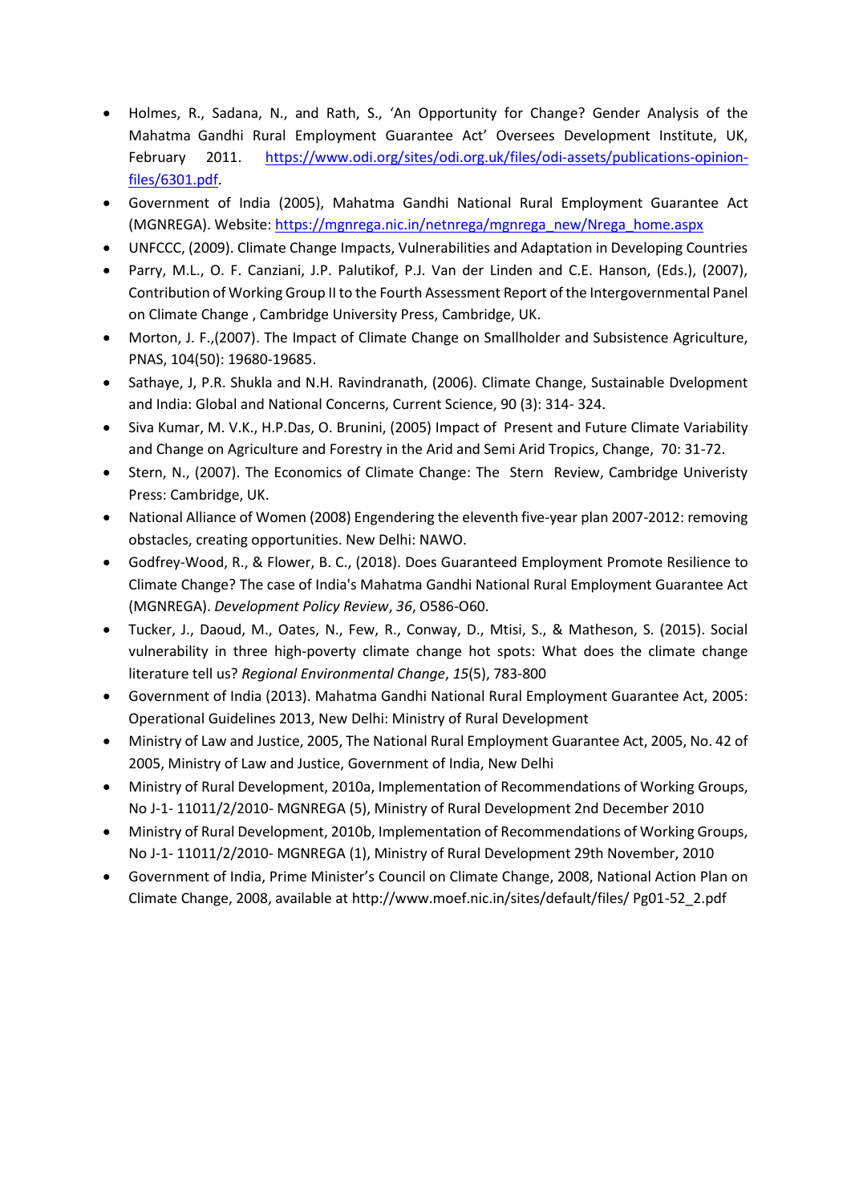- Holmes, R., Sadana, N., and Rath, S., 'An Opportunity for Change? Gender Analysis of the Mahatma Gandhi Rural Employment Guarantee Act' Oversees Development Institute, UK, February 2011. https://www.odi.org/sites/odi.org.uk/files/odi-assets/publications-opinion-files/6301.pdf.
- Government of India (2005), Mahatma Gandhi National Rural Employment Guarantee Act (MGNREGA). Website: https://mgnrega.nic.in/netnrega/mgnrega_new/Nrega_home.aspx
- UNFCCC, (2009). Climate Change Impacts, Vulnerabilities and Adaptation in Developing Countries
- Parry, M.L., O. F. Canziani, J.P. Palutikof, P.J. Van der Linden and C.E. Hanson, (Eds.), (2007), Contribution of Working Group II to the Fourth Assessment Report of the Intergovernmental Panel on Climate Change , Cambridge University Press, Cambridge, UK.
- Morton, J. F.,(2007). The Impact of Climate Change on Smallholder and Subsistence Agriculture, PNAS, 104(50): 19680-19685.
- Sathaye, J, P.R. Shukla and N.H. Ravindranath, (2006). Climate Change, Sustainable Dvelopment and India: Global and National Concerns, Current Science, 90 (3): 314- 324.
- Siva Kumar, M. V.K., H.P.Das, O. Brunini, (2005) Impact of Present and Future Climate Variability and Change on Agriculture and Forestry in the Arid and Semi Arid Tropics, Change, 70: 31-72.
- Stern, N., (2007). The Economics of Climate Change: The Stern Review, Cambridge Univeristy Press: Cambridge, UK.
- National Alliance of Women (2008) Engendering the eleventh five-year plan 2007-2012: removing obstacles, creating opportunities. New Delhi: NAWO.
- Godfrey-Wood, R., & Flower, B. C., (2018). Does Guaranteed Employment Promote Resilience to Climate Change? The case of India's Mahatma Gandhi National Rural Employment Guarantee Act (MGNREGA). *Development Policy Review*, *36*, O586-O60.
- Tucker, J., Daoud, M., Oates, N., Few, R., Conway, D., Mtisi, S., & Matheson, S. (2015). Social vulnerability in three high-poverty climate change hot spots: What does the climate change literature tell us? *Regional Environmental Change*, *15*(5), 783-800
- Government of India (2013). Mahatma Gandhi National Rural Employment Guarantee Act, 2005: Operational Guidelines 2013, New Delhi: Ministry of Rural Development
- Ministry of Law and Justice, 2005, The National Rural Employment Guarantee Act, 2005, No. 42 of 2005, Ministry of Law and Justice, Government of India, New Delhi
- Ministry of Rural Development, 2010a, Implementation of Recommendations of Working Groups, No J-1- 11011/2/2010- MGNREGA (5), Ministry of Rural Development 2nd December 2010
- Ministry of Rural Development, 2010b, Implementation of Recommendations of Working Groups, No J-1- 11011/2/2010- MGNREGA (1), Ministry of Rural Development 29th November, 2010
- Government of India, Prime Minister's Council on Climate Change, 2008, National Action Plan on Climate Change, 2008, available at http://www.moef.nic.in/sites/default/files/ Pg01-52_2.pdf